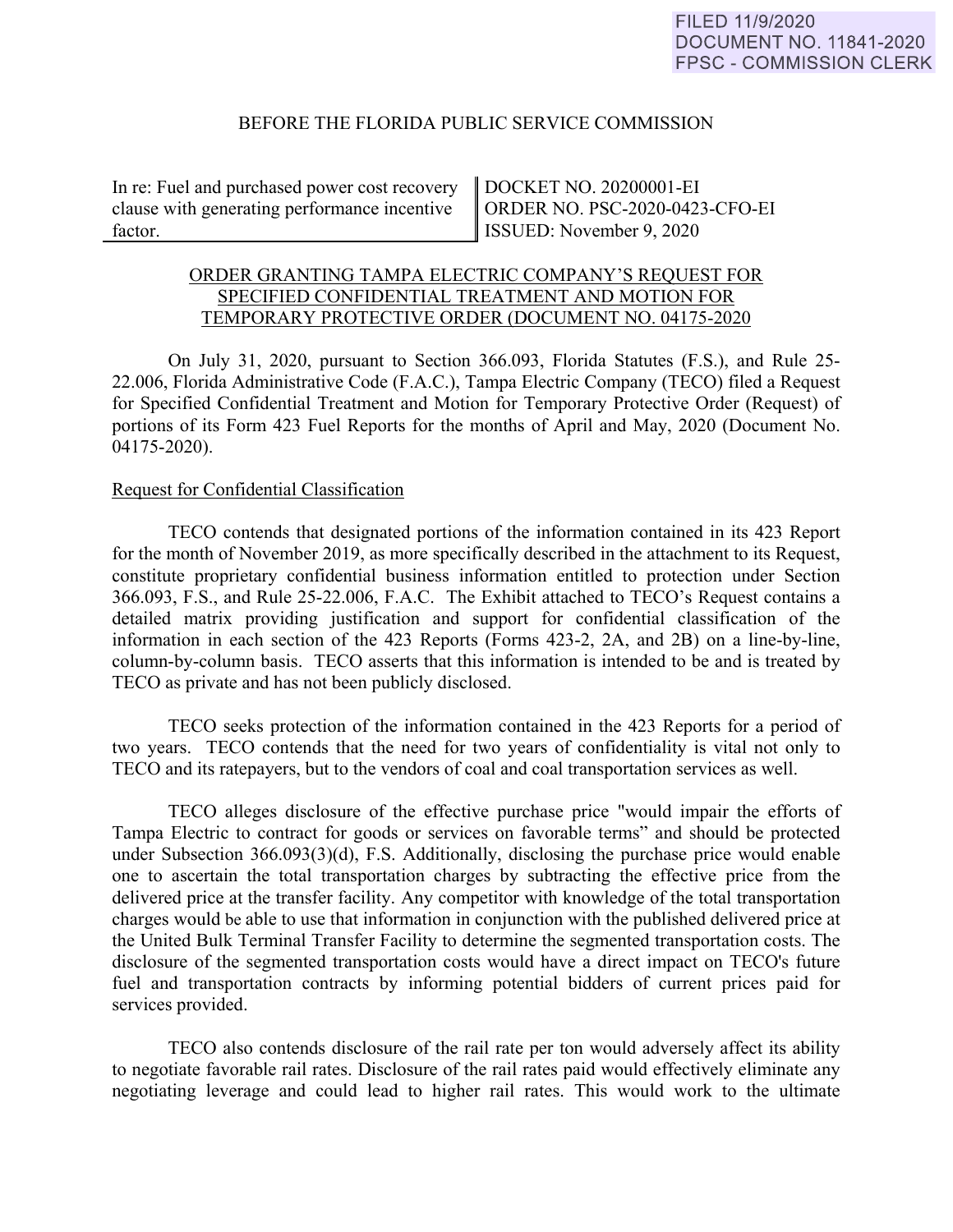FILED 11/9/2020
DOCUMENT NO. 11841-2020
FPSC - COMMISSION CLERK

BEFORE THE FLORIDA PUBLIC SERVICE COMMISSION

| In re: Fuel and purchased power cost recovery clause with generating performance incentive factor. | DOCKET NO. 20200001-EI<br>ORDER NO. PSC-2020-0423-CFO-EI<br>ISSUED: November 9, 2020 |
|---|---|

ORDER GRANTING TAMPA ELECTRIC COMPANY'S REQUEST FOR SPECIFIED CONFIDENTIAL TREATMENT AND MOTION FOR TEMPORARY PROTECTIVE ORDER (DOCUMENT NO. 04175-2020

On July 31, 2020, pursuant to Section 366.093, Florida Statutes (F.S.), and Rule 25-22.006, Florida Administrative Code (F.A.C.), Tampa Electric Company (TECO) filed a Request for Specified Confidential Treatment and Motion for Temporary Protective Order (Request) of portions of its Form 423 Fuel Reports for the months of April and May, 2020 (Document No. 04175-2020).

Request for Confidential Classification

TECO contends that designated portions of the information contained in its 423 Report for the month of November 2019, as more specifically described in the attachment to its Request, constitute proprietary confidential business information entitled to protection under Section 366.093, F.S., and Rule 25-22.006, F.A.C. The Exhibit attached to TECO's Request contains a detailed matrix providing justification and support for confidential classification of the information in each section of the 423 Reports (Forms 423-2, 2A, and 2B) on a line-by-line, column-by-column basis. TECO asserts that this information is intended to be and is treated by TECO as private and has not been publicly disclosed.

TECO seeks protection of the information contained in the 423 Reports for a period of two years. TECO contends that the need for two years of confidentiality is vital not only to TECO and its ratepayers, but to the vendors of coal and coal transportation services as well.

TECO alleges disclosure of the effective purchase price "would impair the efforts of Tampa Electric to contract for goods or services on favorable terms" and should be protected under Subsection 366.093(3)(d), F.S. Additionally, disclosing the purchase price would enable one to ascertain the total transportation charges by subtracting the effective price from the delivered price at the transfer facility. Any competitor with knowledge of the total transportation charges would be able to use that information in conjunction with the published delivered price at the United Bulk Terminal Transfer Facility to determine the segmented transportation costs. The disclosure of the segmented transportation costs would have a direct impact on TECO's future fuel and transportation contracts by informing potential bidders of current prices paid for services provided.

TECO also contends disclosure of the rail rate per ton would adversely affect its ability to negotiate favorable rail rates. Disclosure of the rail rates paid would effectively eliminate any negotiating leverage and could lead to higher rail rates. This would work to the ultimate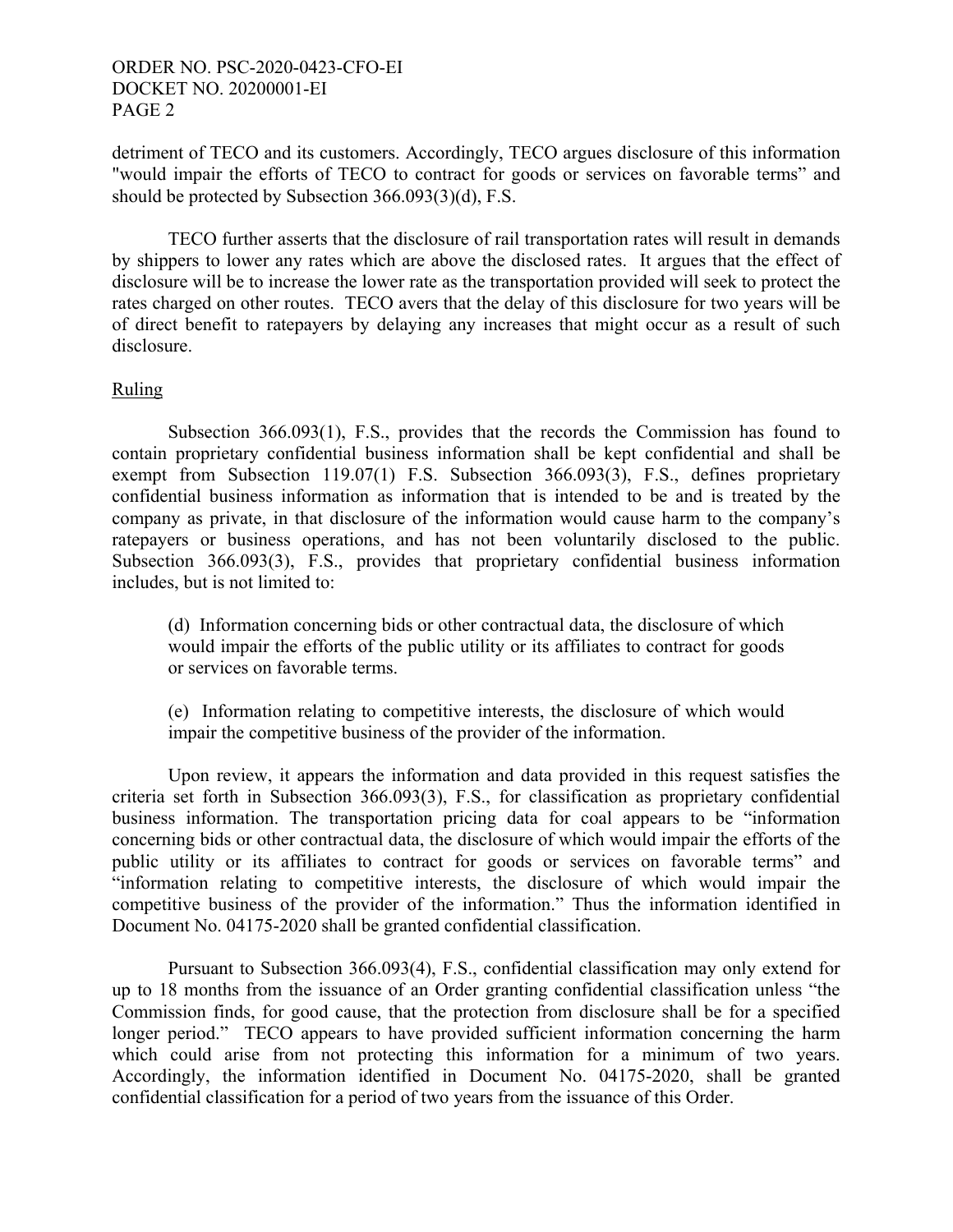detriment of TECO and its customers. Accordingly, TECO argues disclosure of this information "would impair the efforts of TECO to contract for goods or services on favorable terms" and should be protected by Subsection 366.093(3)(d), F.S.

TECO further asserts that the disclosure of rail transportation rates will result in demands by shippers to lower any rates which are above the disclosed rates. It argues that the effect of disclosure will be to increase the lower rate as the transportation provided will seek to protect the rates charged on other routes. TECO avers that the delay of this disclosure for two years will be of direct benefit to ratepayers by delaying any increases that might occur as a result of such disclosure.

## Ruling

Subsection 366.093(1), F.S., provides that the records the Commission has found to contain proprietary confidential business information shall be kept confidential and shall be exempt from Subsection 119.07(1) F.S. Subsection 366.093(3), F.S., defines proprietary confidential business information as information that is intended to be and is treated by the company as private, in that disclosure of the information would cause harm to the company's ratepayers or business operations, and has not been voluntarily disclosed to the public. Subsection 366.093(3), F.S., provides that proprietary confidential business information includes, but is not limited to:

> (d) Information concerning bids or other contractual data, the disclosure of which would impair the efforts of the public utility or its affiliates to contract for goods or services on favorable terms.
>
> (e) Information relating to competitive interests, the disclosure of which would impair the competitive business of the provider of the information.

Upon review, it appears the information and data provided in this request satisfies the criteria set forth in Subsection 366.093(3), F.S., for classification as proprietary confidential business information. The transportation pricing data for coal appears to be "information concerning bids or other contractual data, the disclosure of which would impair the efforts of the public utility or its affiliates to contract for goods or services on favorable terms" and "information relating to competitive interests, the disclosure of which would impair the competitive business of the provider of the information." Thus the information identified in Document No. 04175-2020 shall be granted confidential classification.

Pursuant to Subsection 366.093(4), F.S., confidential classification may only extend for up to 18 months from the issuance of an Order granting confidential classification unless "the Commission finds, for good cause, that the protection from disclosure shall be for a specified longer period." TECO appears to have provided sufficient information concerning the harm which could arise from not protecting this information for a minimum of two years. Accordingly, the information identified in Document No. 04175-2020, shall be granted confidential classification for a period of two years from the issuance of this Order.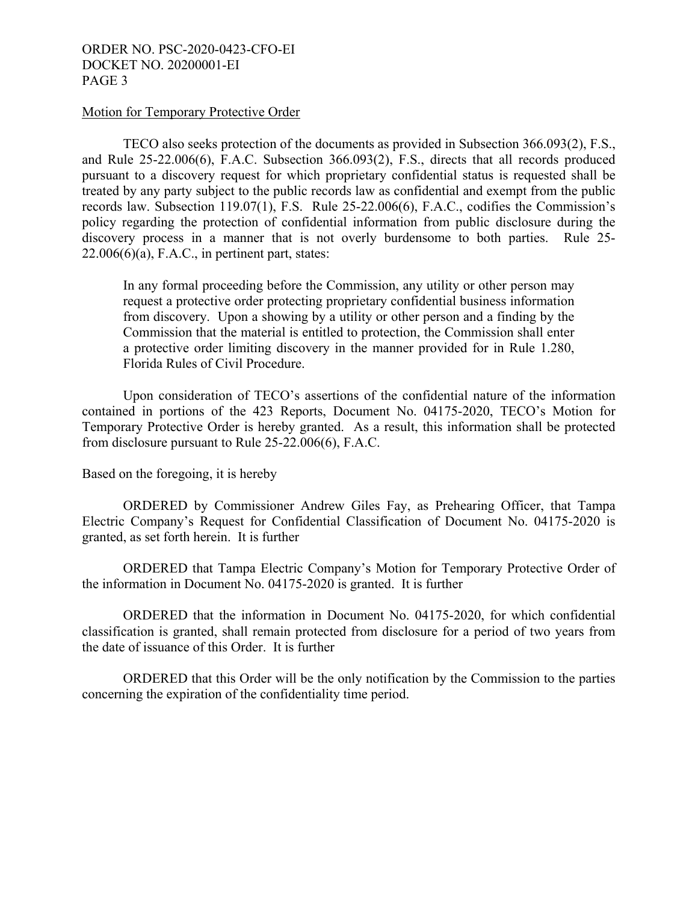Motion for Temporary Protective Order

TECO also seeks protection of the documents as provided in Subsection 366.093(2), F.S., and Rule 25-22.006(6), F.A.C. Subsection 366.093(2), F.S., directs that all records produced pursuant to a discovery request for which proprietary confidential status is requested shall be treated by any party subject to the public records law as confidential and exempt from the public records law. Subsection 119.07(1), F.S. Rule 25-22.006(6), F.A.C., codifies the Commission's policy regarding the protection of confidential information from public disclosure during the discovery process in a manner that is not overly burdensome to both parties. Rule 25-22.006(6)(a), F.A.C., in pertinent part, states:

> In any formal proceeding before the Commission, any utility or other person may request a protective order protecting proprietary confidential business information from discovery. Upon a showing by a utility or other person and a finding by the Commission that the material is entitled to protection, the Commission shall enter a protective order limiting discovery in the manner provided for in Rule 1.280, Florida Rules of Civil Procedure.

Upon consideration of TECO's assertions of the confidential nature of the information contained in portions of the 423 Reports, Document No. 04175-2020, TECO's Motion for Temporary Protective Order is hereby granted. As a result, this information shall be protected from disclosure pursuant to Rule 25-22.006(6), F.A.C.

Based on the foregoing, it is hereby

ORDERED by Commissioner Andrew Giles Fay, as Prehearing Officer, that Tampa Electric Company's Request for Confidential Classification of Document No. 04175-2020 is granted, as set forth herein. It is further

ORDERED that Tampa Electric Company's Motion for Temporary Protective Order of the information in Document No. 04175-2020 is granted. It is further

ORDERED that the information in Document No. 04175-2020, for which confidential classification is granted, shall remain protected from disclosure for a period of two years from the date of issuance of this Order. It is further

ORDERED that this Order will be the only notification by the Commission to the parties concerning the expiration of the confidentiality time period.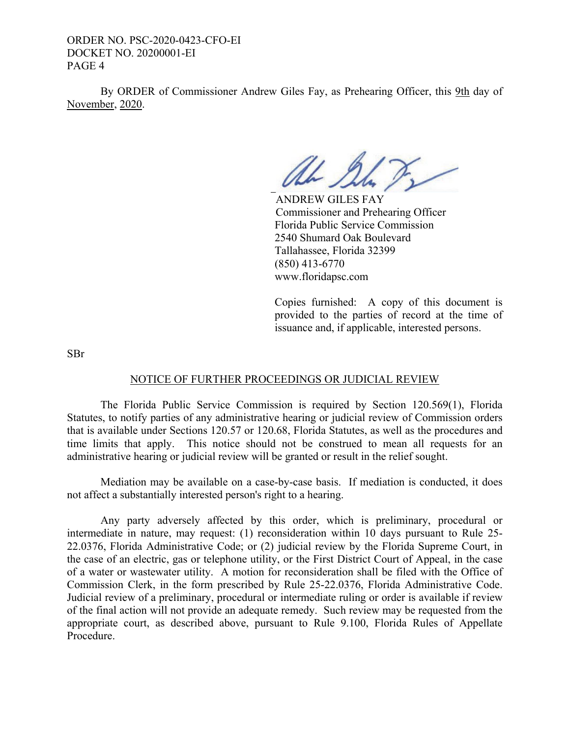By ORDER of Commissioner Andrew Giles Fay, as Prehearing Officer, this 9th day of November, 2020.

ANDREW GILES FAY
Commissioner and Prehearing Officer
Florida Public Service Commission
2540 Shumard Oak Boulevard
Tallahassee, Florida 32399
(850) 413-6770
www.floridapsc.com

Copies furnished: A copy of this document is provided to the parties of record at the time of issuance and, if applicable, interested persons.

SBr

## NOTICE OF FURTHER PROCEEDINGS OR JUDICIAL REVIEW

The Florida Public Service Commission is required by Section 120.569(1), Florida Statutes, to notify parties of any administrative hearing or judicial review of Commission orders that is available under Sections 120.57 or 120.68, Florida Statutes, as well as the procedures and time limits that apply. This notice should not be construed to mean all requests for an administrative hearing or judicial review will be granted or result in the relief sought.

Mediation may be available on a case-by-case basis. If mediation is conducted, it does not affect a substantially interested person's right to a hearing.

Any party adversely affected by this order, which is preliminary, procedural or intermediate in nature, may request: (1) reconsideration within 10 days pursuant to Rule 25-22.0376, Florida Administrative Code; or (2) judicial review by the Florida Supreme Court, in the case of an electric, gas or telephone utility, or the First District Court of Appeal, in the case of a water or wastewater utility. A motion for reconsideration shall be filed with the Office of Commission Clerk, in the form prescribed by Rule 25-22.0376, Florida Administrative Code. Judicial review of a preliminary, procedural or intermediate ruling or order is available if review of the final action will not provide an adequate remedy. Such review may be requested from the appropriate court, as described above, pursuant to Rule 9.100, Florida Rules of Appellate Procedure.